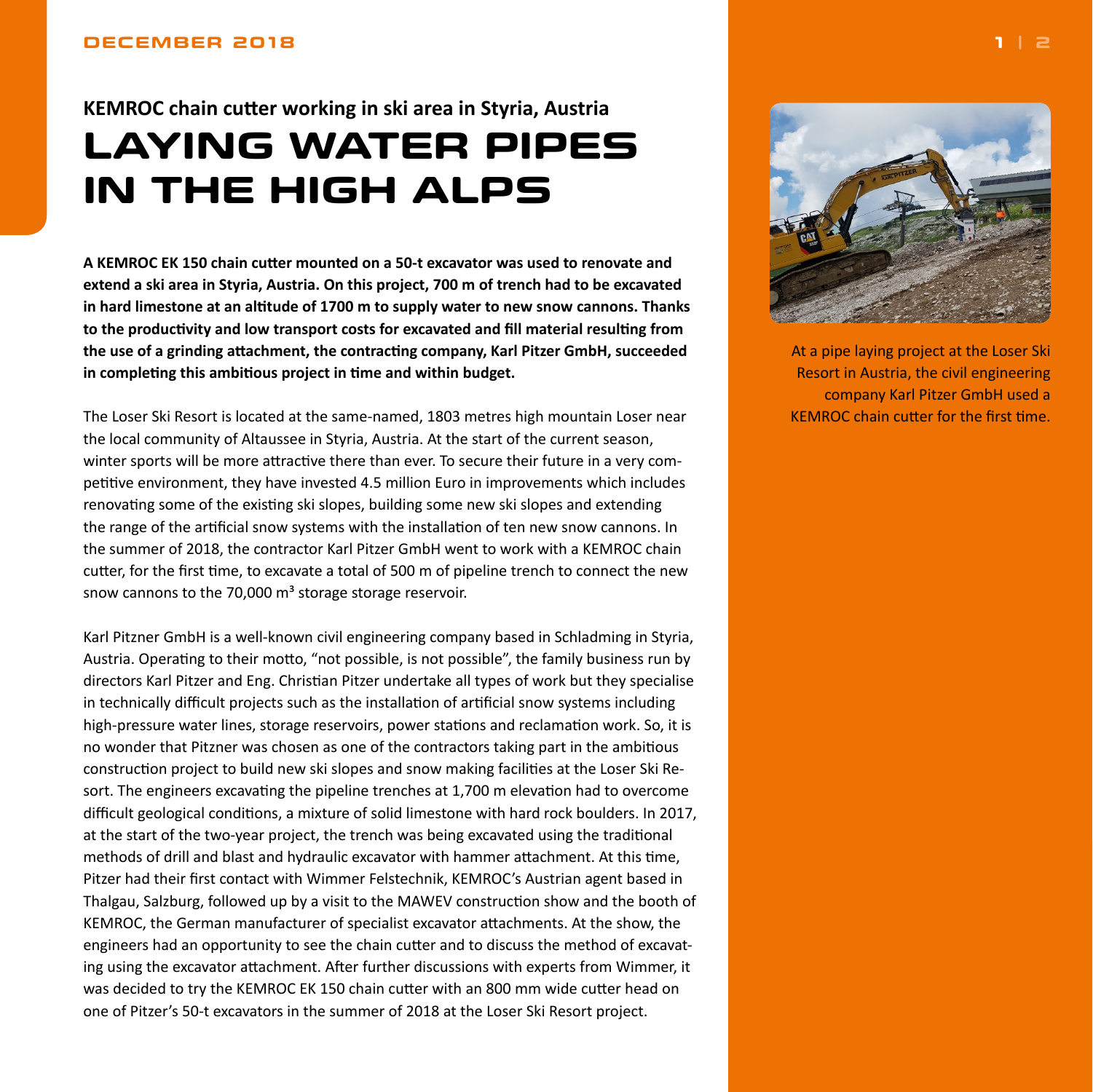## KEMROC chain cutter working in ski area in Styria, Austria

# LAYING WATER PIPES IN THE HIGH ALPS

**A KEMROC EK 150 chain cutter mounted on a 50-t excavator was used to renovate and extend a ski area in Styria, Austria. On this project, 700 m of trench had to be excavated in hard limestone at an altitude of 1700 m to supply water to new snow cannons. Thanks to the productivity and low transport costs for excavated and fill material resulting from the use of a grinding attachment, the contracting company, Karl Pitzer GmbH, succeeded in completing this ambitious project in time and within budget.**

The Loser Ski Resort is located at the same-named, 1803 metres high mountain Loser near the local community of Altaussee in Styria, Austria. At the start of the current season, winter sports will be more attractive there than ever. To secure their future in a very competitive environment, they have invested 4.5 million Euro in improvements which includes renovating some of the existing ski slopes, building some new ski slopes and extending the range of the artificial snow systems with the installation of ten new snow cannons. In the summer of 2018, the contractor Karl Pitzer GmbH went to work with a KEMROC chain cutter, for the first time, to excavate a total of 500 m of pipeline trench to connect the new snow cannons to the 70,000 m³ storage storage reservoir.

Karl Pitzner GmbH is a well-known civil engineering company based in Schladming in Styria, Austria. Operating to their motto, “not possible, is not possible”, the family business run by directors Karl Pitzer and Eng. Christian Pitzer undertake all types of work but they specialise in technically difficult projects such as the installation of artificial snow systems including high-pressure water lines, storage reservoirs, power stations and reclamation work. So, it is no wonder that Pitzner was chosen as one of the contractors taking part in the ambitious construction project to build new ski slopes and snow making facilities at the Loser Ski Resort. The engineers excavating the pipeline trenches at 1,700 m elevation had to overcome difficult geological conditions, a mixture of solid limestone with hard rock boulders. In 2017, at the start of the two-year project, the trench was being excavated using the traditional methods of drill and blast and hydraulic excavator with hammer attachment. At this time, Pitzer had their first contact with Wimmer Felstechnik, KEMROC’s Austrian agent based in Thalgau, Salzburg, followed up by a visit to the MAWEV construction show and the booth of KEMROC, the German manufacturer of specialist excavator attachments. At the show, the engineers had an opportunity to see the chain cutter and to discuss the method of excavating using the excavator attachment. After further discussions with experts from Wimmer, it was decided to try the KEMROC EK 150 chain cutter with an 800 mm wide cutter head on one of Pitzer’s 50-t excavators in the summer of 2018 at the Loser Ski Resort project.

At a pipe laying project at the Loser Ski Resort in Austria, the civil engineering company Karl Pitzer GmbH used a KEMROC chain cutter for the first time.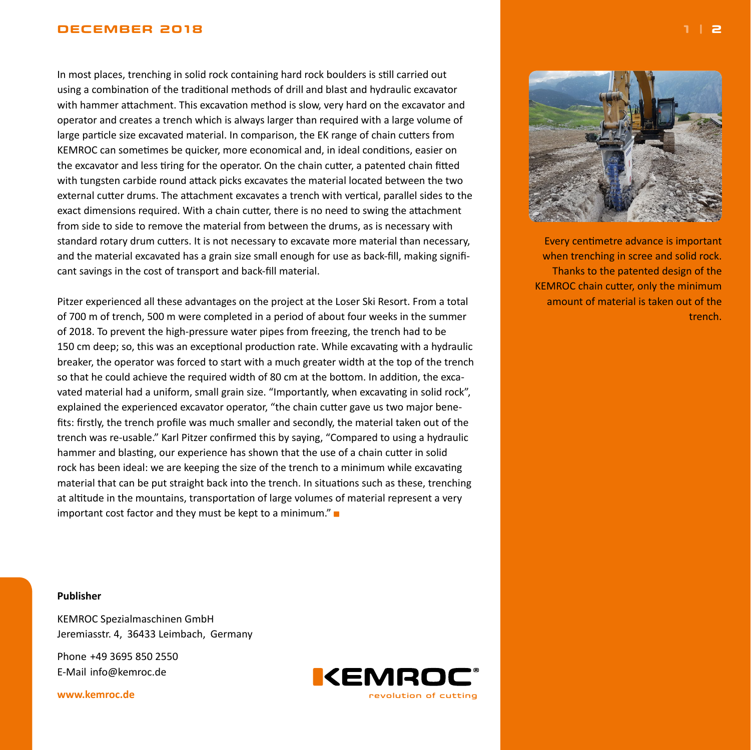In most places, trenching in solid rock containing hard rock boulders is still carried out using a combination of the traditional methods of drill and blast and hydraulic excavator with hammer attachment. This excavation method is slow, very hard on the excavator and operator and creates a trench which is always larger than required with a large volume of large particle size excavated material. In comparison, the EK range of chain cutters from KEMROC can sometimes be quicker, more economical and, in ideal conditions, easier on the excavator and less tiring for the operator. On the chain cutter, a patented chain fitted with tungsten carbide round attack picks excavates the material located between the two external cutter drums. The attachment excavates a trench with vertical, parallel sides to the exact dimensions required. With a chain cutter, there is no need to swing the attachment from side to side to remove the material from between the drums, as is necessary with standard rotary drum cutters. It is not necessary to excavate more material than necessary, and the material excavated has a grain size small enough for use as back-fill, making significant savings in the cost of transport and back-fill material.

Pitzer experienced all these advantages on the project at the Loser Ski Resort. From a total of 700 m of trench, 500 m were completed in a period of about four weeks in the summer of 2018. To prevent the high-pressure water pipes from freezing, the trench had to be 150 cm deep; so, this was an exceptional production rate. While excavating with a hydraulic breaker, the operator was forced to start with a much greater width at the top of the trench so that he could achieve the required width of 80 cm at the bottom. In addition, the excavated material had a uniform, small grain size. "Importantly, when excavating in solid rock", explained the experienced excavator operator, "the chain cutter gave us two major benefits: firstly, the trench profile was much smaller and secondly, the material taken out of the trench was re-usable." Karl Pitzer confirmed this by saying, "Compared to using a hydraulic hammer and blasting, our experience has shown that the use of a chain cutter in solid rock has been ideal: we are keeping the size of the trench to a minimum while excavating material that can be put straight back into the trench. In situations such as these, trenching at altitude in the mountains, transportation of large volumes of material represent a very important cost factor and they must be kept to a minimum."

Every centimetre advance is important when trenching in scree and solid rock. Thanks to the patented design of the KEMROC chain cutter, only the minimum amount of material is taken out of the trench.

**Publisher**

KEMROC Spezialmaschinen GmbH
Jeremiasstr. 4, 36433 Leimbach, Germany

Phone +49 3695 850 2550
E-Mail info@kemroc.de

**www.kemroc.de**

KEMROC®
revolution of cutting